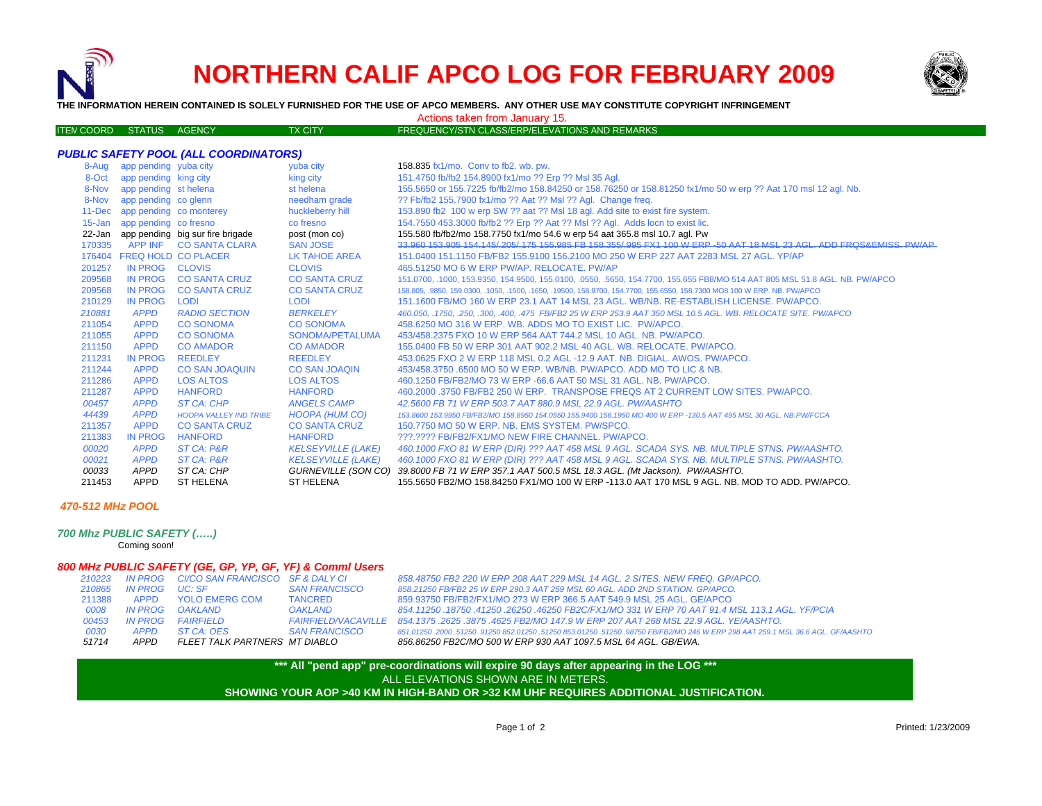# NORTHERN CALIF APCO LOG FOR FEBRUARY 2009

**THE INFORMATION HEREIN CONTAINED IS SOLELY FURNISHED FOR THE USE OF APCO MEMBERS. ANY OTHER USE MAY CONSTITUTE COPYRIGHT INFRINGEMENT**

Actions taken from January 15.

| ITEM COORD | STATUS | AGENCY | TX CITY | FREQUENCY/STN CLASS/ERP/ELEVATIONS AND REMARKS |
|---|---|---|---|---|

### *PUBLIC SAFETY POOL (ALL COORDINATORS)*

| ITEM COORD | STATUS | AGENCY | TX CITY | FREQUENCY/STN CLASS/ERP/ELEVATIONS AND REMARKS |
|---|---|---|---|---|
| 8-Aug | app pending | yuba city | yuba city | 158.835 fx1/mo. Conv to fb2. wb. pw. |
| 8-Oct | app pending | king city | king city | 151.4750 fb/fb2 154.8900 fx1/mo ?? Erp ?? Msl 35 Agl. |
| 8-Nov | app pending | st helena | st helena | 155.5650 or 155.7225 fb/fb2/mo 158.84250 or 158.76250 or 158.81250 fx1/mo 50 w erp ?? Aat 170 msl 12 agl. Nb. |
| 8-Nov | app pending | co glenn | needham grade | ?? Fb/fb2 155.7900 fx1/mo ?? Aat ?? Msl ?? Agl. Change freq. |
| 11-Dec | app pending | co monterey | huckleberry hill | 153.890 fb2 100 w erp SW ?? aat ?? Msl 18 agl. Add site to exist fire system. |
| 15-Jan | app pending | co fresno | co fresno | 154.7550 453.3000 fb/fb2 ?? Erp ?? Aat ?? Msl ?? Agl. Adds locn to exist lic. |
| 22-Jan | app pending | big sur fire brigade | post (mon co) | 155.580 fb/fb2/mo 158.7750 fx1/mo 54.6 w erp 54 aat 365.8 msl 10.7 agl. Pw |
| 170335 | APP INF | CO SANTA CLARA | SAN JOSE | ~~33.960 153.905 154.145/.205/.175 155.985 FB 158.355/.995 FX1 100 W ERP -50 AAT 18 MSL 23 AGL. ADD FRQS&EMISS. PW/AP~~ |
| 176404 | FREQ HOLD | CO PLACER | LK TAHOE AREA | 151.0400 151.1150 FB/FB2 155.9100 156.2100 MO 250 W ERP 227 AAT 2283 MSL 27 AGL. YP/AP |
| 201257 | IN PROG | CLOVIS | CLOVIS | 465.51250 MO 6 W ERP PW/AP. RELOCATE. PW/AP |
| 209568 | IN PROG | CO SANTA CRUZ | CO SANTA CRUZ | 151.0700, .1000, 153.9350, 154.9500, 155.0100, .0550, .5650, 154.7700, 155.655 FB8/MO 514 AAT 805 MSL 51.8 AGL. NB. PW/APCO |
| 209568 | IN PROG | CO SANTA CRUZ | CO SANTA CRUZ | 158.805, .9850, 159.0300, .1050, .1500, .1650, .19500, 158.9700, 154.7700, 155.6550, 158.7300 MO8 100 W ERP. NB. PW/APCO |
| 210129 | IN PROG | LODI | LODI | 151.1600 FB/MO 160 W ERP 23.1 AAT 14 MSL 23 AGL. WB/NB. RE-ESTABLISH LICENSE. PW/APCO. |
| *210881* | *APPD* | *RADIO SECTION* | *BERKELEY* | *460.050, .1750, .250, .300, .400, .475 FB/FB2 25 W ERP 253.9 AAT 350 MSL 10.5 AGL. WB. RELOCATE SITE. PW/APCO* |
| 211054 | APPD | CO SONOMA | CO SONOMA | 458.6250 MO 316 W ERP. WB. ADDS MO TO EXIST LIC. PW/APCO. |
| 211055 | APPD | CO SONOMA | SONOMA/PETALUMA | 453/458.2375 FXO 10 W ERP 564 AAT 744.2 MSL 10 AGL. NB. PW/APCO. |
| 211150 | APPD | CO AMADOR | CO AMADOR | 155.0400 FB 50 W ERP 301 AAT 902.2 MSL 40 AGL. WB. RELOCATE. PW/APCO. |
| 211231 | IN PROG | REEDLEY | REEDLEY | 453.0625 FXO 2 W ERP 118 MSL 0.2 AGL -12.9 AAT. NB. DIGIAL. AWOS. PW/APCO. |
| 211244 | APPD | CO SAN JOAQUIN | CO SAN JOAQIN | 453/458.3750 .6500 MO 50 W ERP. WB/NB. PW/APCO. ADD MO TO LIC & NB. |
| 211286 | APPD | LOS ALTOS | LOS ALTOS | 460.1250 FB/FB2/MO 73 W ERP -66.6 AAT 50 MSL 31 AGL. NB. PW/APCO. |
| 211287 | APPD | HANFORD | HANFORD | 460.2000 .3750 FB/FB2 250 W ERP. TRANSPOSE FREQS AT 2 CURRENT LOW SITES. PW/APCO. |
| *00457* | *APPD* | *ST CA: CHP* | *ANGELS CAMP* | *42.5600 FB 71 W ERP 503.7 AAT 880.9 MSL 22.9 AGL. PW/AASHTO* |
| *44439* | *APPD* | *HOOPA VALLEY IND TRIBE* | *HOOPA (HUM CO)* | *153.8600 153.9950 FB/FB2/MO 158.8950 154.0550 155.9400 156.1950 MO 400 W ERP -130.5 AAT 495 MSL 30 AGL. NB.PW/FCCA* |
| 211357 | APPD | CO SANTA CRUZ | CO SANTA CRUZ | 150.7750 MO 50 W ERP. NB. EMS SYSTEM. PW/SPCO. |
| 211383 | IN PROG | HANFORD | HANFORD | ???.???? FB/FB2/FX1/MO NEW FIRE CHANNEL. PW/APCO. |
| *00020* | *APPD* | *ST CA: P&R* | *KELSEYVILLE (LAKE)* | *460.1000 FXO 81 W ERP (DIR) ??? AAT 458 MSL 9 AGL. SCADA SYS. NB. MULTIPLE STNS. PW/AASHTO.* |
| *00021* | *APPD* | *ST CA: P&R* | *KELSEYVILLE (LAKE)* | *460.1000 FXO 81 W ERP (DIR) ??? AAT 458 MSL 9 AGL. SCADA SYS. NB. MULTIPLE STNS. PW/AASHTO.* |
| *00033* | *APPD* | *ST CA: CHP* | *GURNEVILLE (SON CO)* | *39.8000 FB 71 W ERP 357.1 AAT 500.5 MSL 18.3 AGL. (Mt Jackson). PW/AASHTO.* |
| 211453 | APPD | ST HELENA | ST HELENA | 155.5650 FB2/MO 158.84250 FX1/MO 100 W ERP -113.0 AAT 170 MSL 9 AGL. NB. MOD TO ADD. PW/APCO. |

### *470-512 MHz POOL*

### *700 Mhz PUBLIC SAFETY (…..)*

Coming soon!

### *800 MHz PUBLIC SAFETY (GE, GP, YP, GF, YF) & Comml Users*

| ITEM COORD | STATUS | AGENCY | TX CITY | FREQUENCY/STN CLASS/ERP/ELEVATIONS AND REMARKS |
|---|---|---|---|---|
| *210223* | *IN PROG* | *CI/CO SAN FRANCISCO* | *SF & DALY CI* | *858.48750 FB2 220 W ERP 208 AAT 229 MSL 14 AGL. 2 SITES. NEW FREQ. GP/APCO.* |
| *210865* | *IN PROG* | *UC: SF* | *SAN FRANCISCO* | *858.21250 FB/FB2 25 W ERP 290.3 AAT 259 MSL 60 AGL. ADD 2ND STATION. GP/APCO.* |
| 211388 | APPD | YOLO EMERG COM | TANCRED | 859.93750 FB/FB2/FX1/MO 273 W ERP 366.5 AAT 549.9 MSL 25 AGL. GE/APCO |
| *0008* | *IN PROG* | *OAKLAND* | *OAKLAND* | *854.11250 .18750 .41250 .26250 .46250 FB2C/FX1/MO 331 W ERP 70 AAT 91.4 MSL 113.1 AGL. YF/PCIA* |
| *00453* | *IN PROG* | *FAIRFIELD* | *FAIRFIELD/VACAVILLE* | *854.1375 .2625 .3875 .4625 FB2/MO 147.9 W ERP 207 AAT 268 MSL 22.9 AGL. YE/AASHTO.* |
| *0030* | *APPD* | *ST CA: OES* | *SAN FRANCISCO* | *851.01250 .2000 .51250 .91250 852.01250 .51250 853.01250 .51250 .98750 FB/FB2/MO 246 W ERP 298 AAT 259.1 MSL 36.6 AGL. GF/AASHTO* |
| *51714* | *APPD* | *FLEET TALK PARTNERS* | *MT DIABLO* | *856.86250 FB2C/MO 500 W ERP 930 AAT 1097.5 MSL 64 AGL. GB/EWA.* |

**\*\*\* All "pend app" pre-coordinations will expire 90 days after appearing in the LOG \*\*\***

ALL ELEVATIONS SHOWN ARE IN METERS.

**SHOWING YOUR AOP >40 KM IN HIGH-BAND OR >32 KM UHF REQUIRES ADDITIONAL JUSTIFICATION.**

Printed: 1/23/2009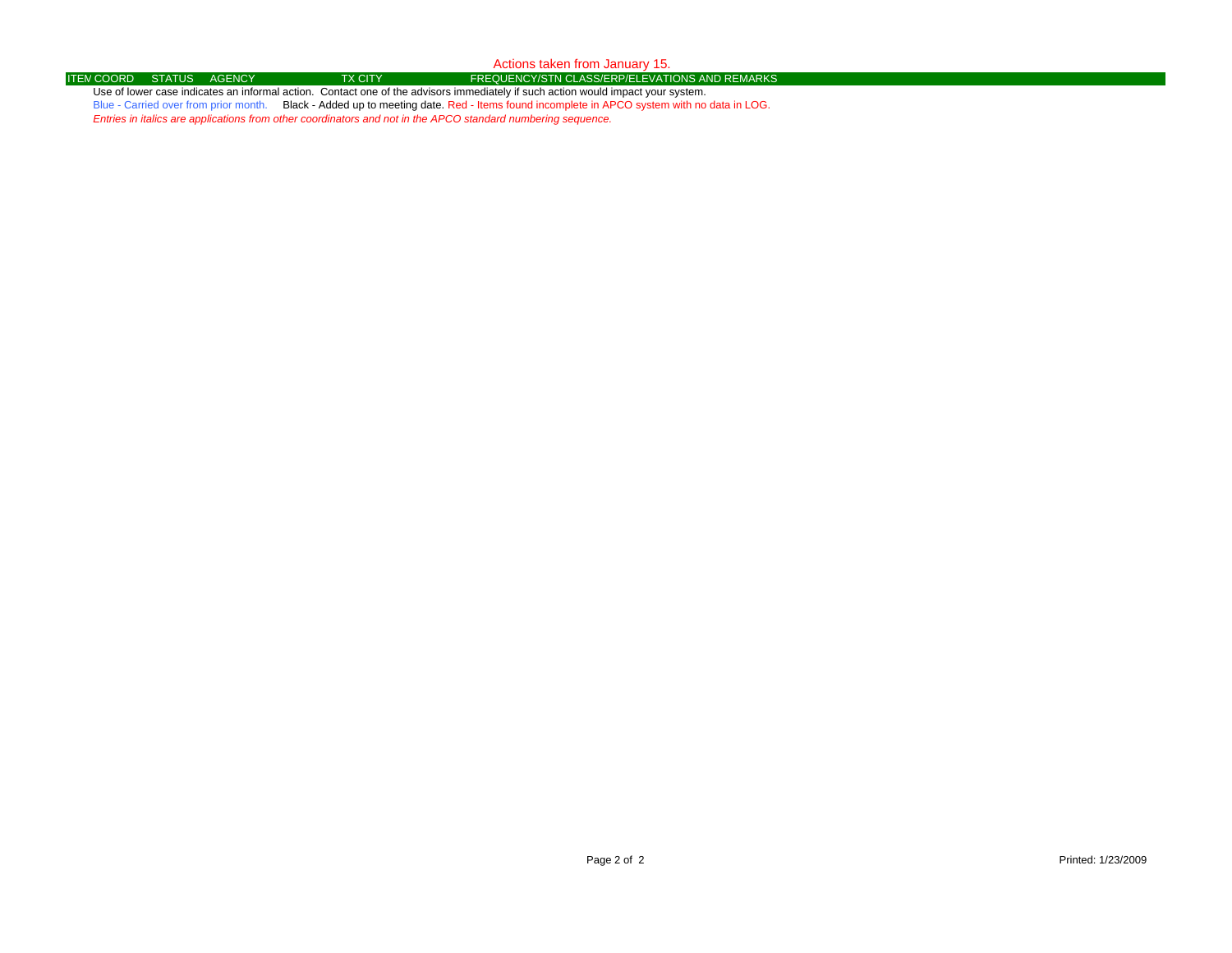Actions taken from January 15.

| ITEM | COORD | STATUS | AGENCY | TX CITY | FREQUENCY/STN CLASS/ERP/ELEVATIONS AND REMARKS |
|---|---|---|---|---|---|

Use of lower case indicates an informal action. Contact one of the advisors immediately if such action would impact your system.

Blue - Carried over from prior month. Black - Added up to meeting date. Red - Items found incomplete in APCO system with no data in LOG.

*Entries in italics are applications from other coordinators and not in the APCO standard numbering sequence.*

Printed: 1/23/2009